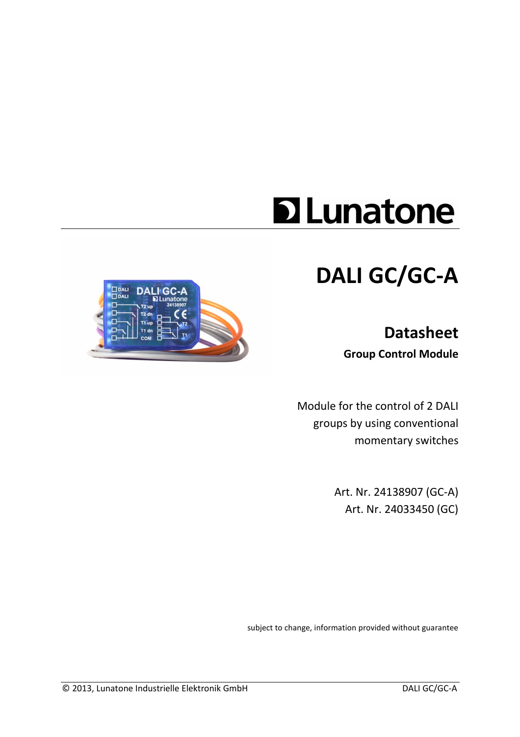Lunatone

# DALI GC/GC-A

## Datasheet

**Group Control Module**

Module for the control of 2 DALI groups by using conventional momentary switches

Art. Nr. 24138907 (GC-A)
Art. Nr. 24033450 (GC)

subject to change, information provided without guarantee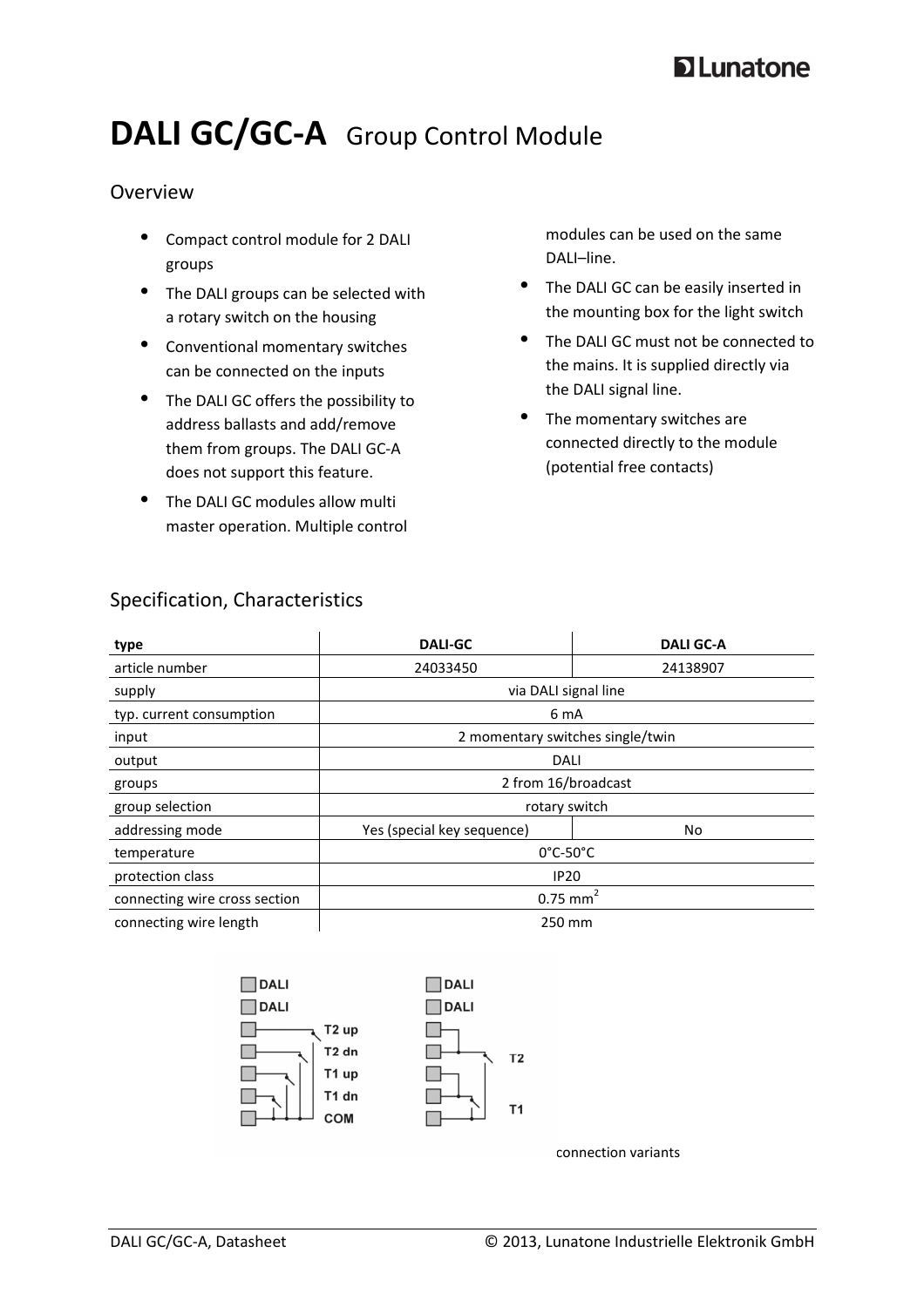# DALI GC/GC-A Group Control Module

## Overview

- Compact control module for 2 DALI groups
- The DALI groups can be selected with a rotary switch on the housing
- Conventional momentary switches can be connected on the inputs
- The DALI GC offers the possibility to address ballasts and add/remove them from groups. The DALI GC-A does not support this feature.
- The DALI GC modules allow multi master operation. Multiple control modules can be used on the same DALI–line.
- The DALI GC can be easily inserted in the mounting box for the light switch
- The DALI GC must not be connected to the mains. It is supplied directly via the DALI signal line.
- The momentary switches are connected directly to the module (potential free contacts)

## Specification, Characteristics

| type | DALI-GC | DALI GC-A |
|---|---|---|
| article number | 24033450 | 24138907 |
| supply | via DALI signal line | |
| typ. current consumption | 6 mA | |
| input | 2 momentary switches single/twin | |
| output | DALI | |
| groups | 2 from 16/broadcast | |
| group selection | rotary switch | |
| addressing mode | Yes (special key sequence) | No |
| temperature | 0°C-50°C | |
| protection class | IP20 | |
| connecting wire cross section | 0.75 mm$^2$ | |
| connecting wire length | 250 mm | |

DALI
DALI
T2 up
T2 dn
T1 up
T1 dn
COM

DALI
DALI
T2
T1

connection variants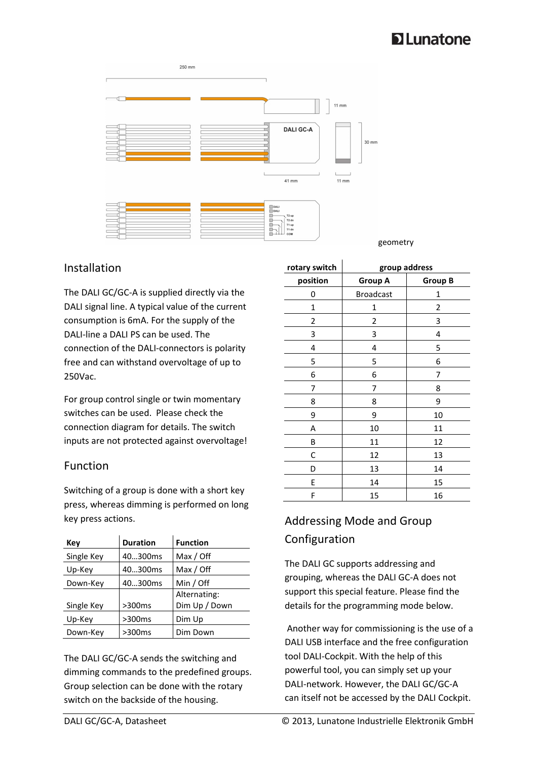geometry

## Installation

The DALI GC/GC-A is supplied directly via the DALI signal line. A typical value of the current consumption is 6mA. For the supply of the DALI-line a DALI PS can be used. The connection of the DALI-connectors is polarity free and can withstand overvoltage of up to 250Vac.

For group control single or twin momentary switches can be used. Please check the connection diagram for details. The switch inputs are not protected against overvoltage!

## Function

Switching of a group is done with a short key press, whereas dimming is performed on long key press actions.

| Key | Duration | Function |
|---|---|---|
| Single Key | 40…300ms | Max / Off |
| Up-Key | 40…300ms | Max / Off |
| Down-Key | 40…300ms | Min / Off |
| Single Key | >300ms | Alternating: Dim Up / Down |
| Up-Key | >300ms | Dim Up |
| Down-Key | >300ms | Dim Down |

The DALI GC/GC-A sends the switching and dimming commands to the predefined groups. Group selection can be done with the rotary switch on the backside of the housing.

| rotary switch | group address | |
|---|---|---|
| position | Group A | Group B |
| 0 | Broadcast | 1 |
| 1 | 1 | 2 |
| 2 | 2 | 3 |
| 3 | 3 | 4 |
| 4 | 4 | 5 |
| 5 | 5 | 6 |
| 6 | 6 | 7 |
| 7 | 7 | 8 |
| 8 | 8 | 9 |
| 9 | 9 | 10 |
| A | 10 | 11 |
| B | 11 | 12 |
| C | 12 | 13 |
| D | 13 | 14 |
| E | 14 | 15 |
| F | 15 | 16 |

## Addressing Mode and Group Configuration

The DALI GC supports addressing and grouping, whereas the DALI GC-A does not support this special feature. Please find the details for the programming mode below.

Another way for commissioning is the use of a DALI USB interface and the free configuration tool DALI-Cockpit. With the help of this powerful tool, you can simply set up your DALI-network. However, the DALI GC/GC-A can itself not be accessed by the DALI Cockpit.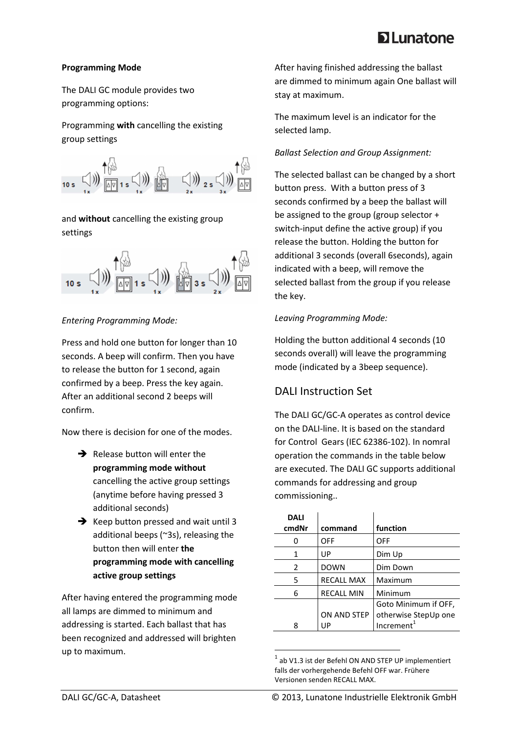**Programming Mode**

The DALI GC module provides two programming options:

Programming **with** cancelling the existing group settings

and **without** cancelling the existing group settings

*Entering Programming Mode:*

Press and hold one button for longer than 10 seconds. A beep will confirm. Then you have to release the button for 1 second, again confirmed by a beep. Press the key again. After an additional second 2 beeps will confirm.

Now there is decision for one of the modes.

- ➔ Release button will enter the **programming mode without** cancelling the active group settings (anytime before having pressed 3 additional seconds)
- ➔ Keep button pressed and wait until 3 additional beeps (~3s), releasing the button then will enter **the programming mode with cancelling active group settings**

After having entered the programming mode all lamps are dimmed to minimum and addressing is started. Each ballast that has been recognized and addressed will brighten up to maximum.

After having finished addressing the ballast are dimmed to minimum again One ballast will stay at maximum.

The maximum level is an indicator for the selected lamp.

*Ballast Selection and Group Assignment:*

The selected ballast can be changed by a short button press. With a button press of 3 seconds confirmed by a beep the ballast will be assigned to the group (group selector + switch-input define the active group) if you release the button. Holding the button for additional 3 seconds (overall 6seconds), again indicated with a beep, will remove the selected ballast from the group if you release the key.

*Leaving Programming Mode:*

Holding the button additional 4 seconds (10 seconds overall) will leave the programming mode (indicated by a 3beep sequence).

## DALI Instruction Set

The DALI GC/GC-A operates as control device on the DALI-line. It is based on the standard for Control Gears (IEC 62386-102). In nomral operation the commands in the table below are executed. The DALI GC supports additional commands for addressing and group commissioning..

| DALI cmdNr | command | function |
|---|---|---|
| 0 | OFF | OFF |
| 1 | UP | Dim Up |
| 2 | DOWN | Dim Down |
| 5 | RECALL MAX | Maximum |
| 6 | RECALL MIN | Minimum |
| 8 | ON AND STEP UP | Goto Minimum if OFF, otherwise StepUp one Increment[1] |

[1] ab V1.3 ist der Befehl ON AND STEP UP implementiert falls der vorhergehende Befehl OFF war. Frühere Versionen senden RECALL MAX.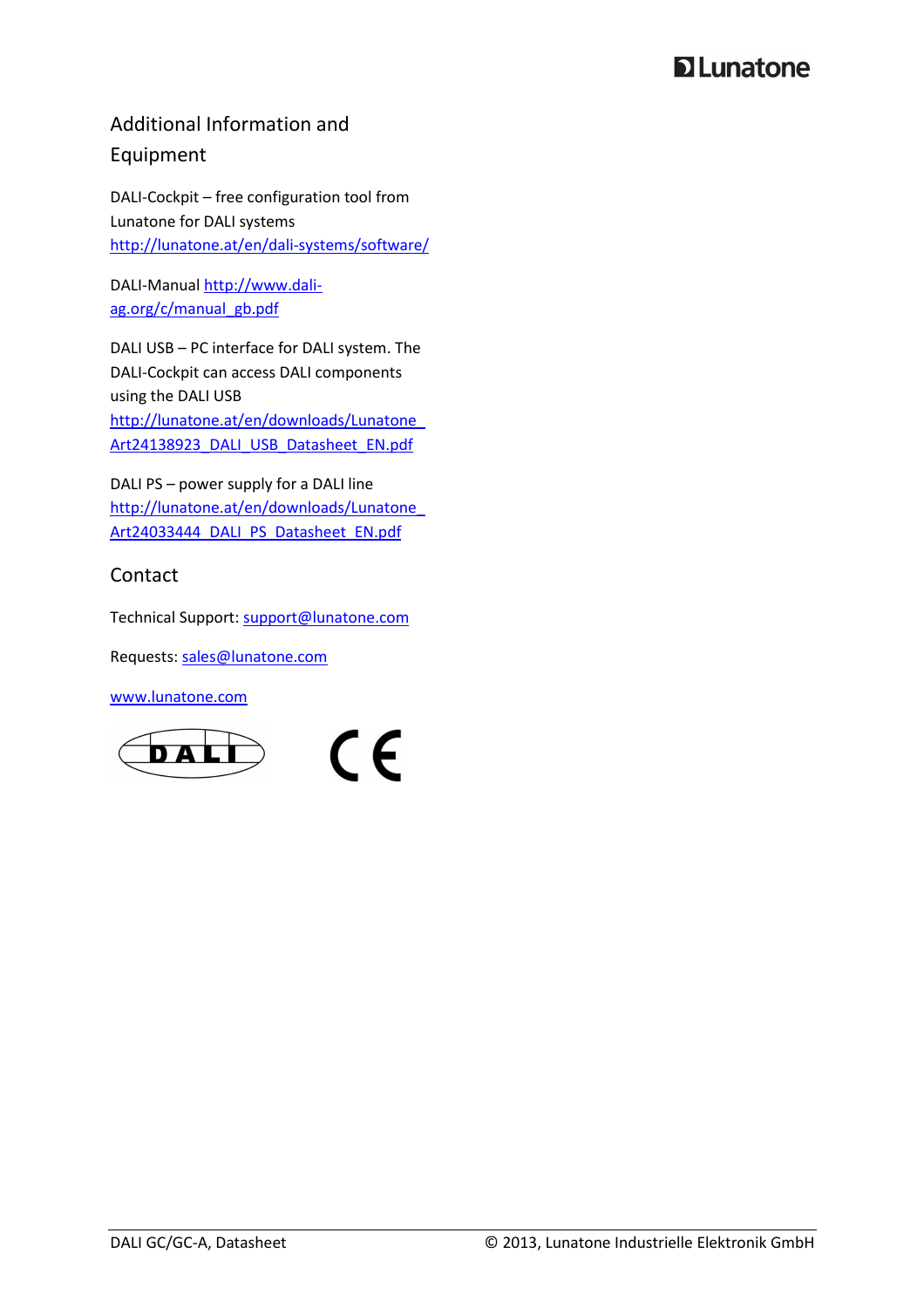## Additional Information and Equipment

DALI-Cockpit – free configuration tool from Lunatone for DALI systems
http://lunatone.at/en/dali-systems/software/

DALI-Manual http://www.dali-ag.org/c/manual_gb.pdf

DALI USB – PC interface for DALI system. The DALI-Cockpit can access DALI components using the DALI USB
http://lunatone.at/en/downloads/Lunatone_Art24138923_DALI_USB_Datasheet_EN.pdf

DALI PS – power supply for a DALI line
http://lunatone.at/en/downloads/Lunatone_Art24033444_DALI_PS_Datasheet_EN.pdf

## Contact

Technical Support: support@lunatone.com

Requests: sales@lunatone.com

www.lunatone.com